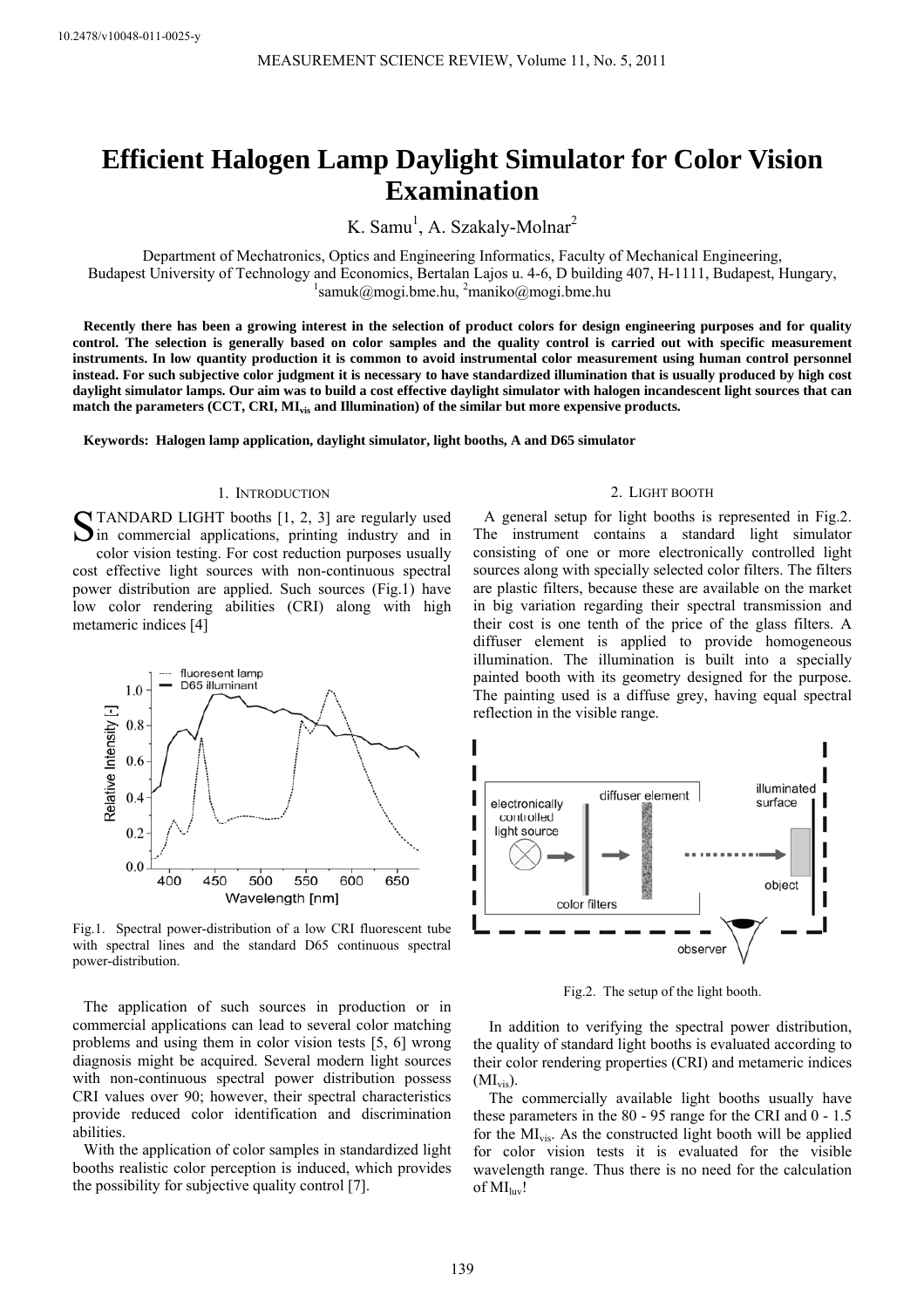# Efficient Halogen Lamp Daylight Simulator for Color Vision Examination

K. Samu[1], A. Szakaly-Molnar[2]

Department of Mechatronics, Optics and Engineering Informatics, Faculty of Mechanical Engineering, Budapest University of Technology and Economics, Bertalan Lajos u. 4-6, D building 407, H-1111, Budapest, Hungary, [1]samuk@mogi.bme.hu, [2]maniko@mogi.bme.hu

**Recently there has been a growing interest in the selection of product colors for design engineering purposes and for quality control. The selection is generally based on color samples and the quality control is carried out with specific measurement instruments. In low quantity production it is common to avoid instrumental color measurement using human control personnel instead. For such subjective color judgment it is necessary to have standardized illumination that is usually produced by high cost daylight simulator lamps. Our aim was to build a cost effective daylight simulator with halogen incandescent light sources that can match the parameters (CCT, CRI, $MI_{vis}$ and Illumination) of the similar but more expensive products.**

**Keywords: Halogen lamp application, daylight simulator, light booths, A and D65 simulator**

## 1. Introduction

STANDARD LIGHT booths [1, 2, 3] are regularly used in commercial applications, printing industry and in color vision testing. For cost reduction purposes usually cost effective light sources with non-continuous spectral power distribution are applied. Such sources (Fig.1) have low color rendering abilities (CRI) along with high metameric indices [4]

Fig.1. Spectral power-distribution of a low CRI fluorescent tube with spectral lines and the standard D65 continuous spectral power-distribution.

The application of such sources in production or in commercial applications can lead to several color matching problems and using them in color vision tests [5, 6] wrong diagnosis might be acquired. Several modern light sources with non-continuous spectral power distribution possess CRI values over 90; however, their spectral characteristics provide reduced color identification and discrimination abilities.

With the application of color samples in standardized light booths realistic color perception is induced, which provides the possibility for subjective quality control [7].

## 2. Light booth

A general setup for light booths is represented in Fig.2. The instrument contains a standard light simulator consisting of one or more electronically controlled light sources along with specially selected color filters. The filters are plastic filters, because these are available on the market in big variation regarding their spectral transmission and their cost is one tenth of the price of the glass filters. A diffuser element is applied to provide homogeneous illumination. The illumination is built into a specially painted booth with its geometry designed for the purpose. The painting used is a diffuse grey, having equal spectral reflection in the visible range.

Fig.2. The setup of the light booth.

In addition to verifying the spectral power distribution, the quality of standard light booths is evaluated according to their color rendering properties (CRI) and metameric indices ($MI_{vis}$).

The commercially available light booths usually have these parameters in the 80 - 95 range for the CRI and 0 - 1.5 for the $MI_{vis}$. As the constructed light booth will be applied for color vision tests it is evaluated for the visible wavelength range. Thus there is no need for the calculation of $MI_{luv}$!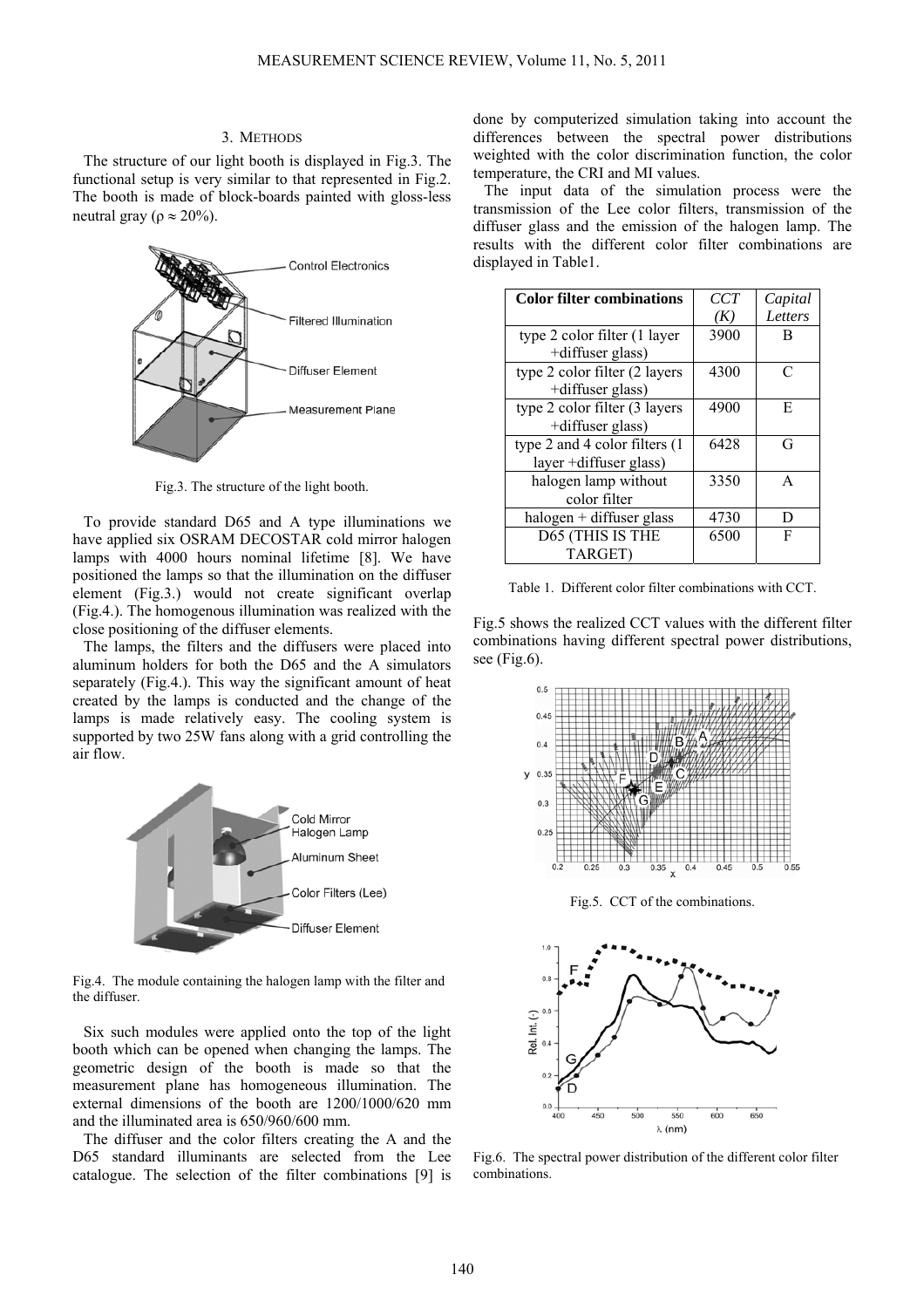## 3. METHODS

The structure of our light booth is displayed in Fig.3. The functional setup is very similar to that represented in Fig.2. The booth is made of block-boards painted with gloss-less neutral gray ($\rho \approx 20\%$).

Fig.3. The structure of the light booth.

To provide standard D65 and A type illuminations we have applied six OSRAM DECOSTAR cold mirror halogen lamps with 4000 hours nominal lifetime [8]. We have positioned the lamps so that the illumination on the diffuser element (Fig.3.) would not create significant overlap (Fig.4.). The homogenous illumination was realized with the close positioning of the diffuser elements.

The lamps, the filters and the diffusers were placed into aluminum holders for both the D65 and the A simulators separately (Fig.4.). This way the significant amount of heat created by the lamps is conducted and the change of the lamps is made relatively easy. The cooling system is supported by two 25W fans along with a grid controlling the air flow.

Fig.4. The module containing the halogen lamp with the filter and the diffuser.

Six such modules were applied onto the top of the light booth which can be opened when changing the lamps. The geometric design of the booth is made so that the measurement plane has homogeneous illumination. The external dimensions of the booth are 1200/1000/620 mm and the illuminated area is 650/960/600 mm.

The diffuser and the color filters creating the A and the D65 standard illuminants are selected from the Lee catalogue. The selection of the filter combinations [9] is done by computerized simulation taking into account the differences between the spectral power distributions weighted with the color discrimination function, the color temperature, the CRI and MI values.

The input data of the simulation process were the transmission of the Lee color filters, transmission of the diffuser glass and the emission of the halogen lamp. The results with the different color filter combinations are displayed in Table1.

| **Color filter combinations** | *CCT (K)* | *Capital Letters* |
|---|---|---|
| type 2 color filter (1 layer +diffuser glass) | 3900 | B |
| type 2 color filter (2 layers +diffuser glass) | 4300 | C |
| type 2 color filter (3 layers +diffuser glass) | 4900 | E |
| type 2 and 4 color filters (1 layer +diffuser glass) | 6428 | G |
| halogen lamp without color filter | 3350 | A |
| halogen + diffuser glass | 4730 | D |
| D65 (THIS IS THE TARGET) | 6500 | F |

Table 1. Different color filter combinations with CCT.

Fig.5 shows the realized CCT values with the different filter combinations having different spectral power distributions, see (Fig.6).

Fig.5. CCT of the combinations.

Fig.6. The spectral power distribution of the different color filter combinations.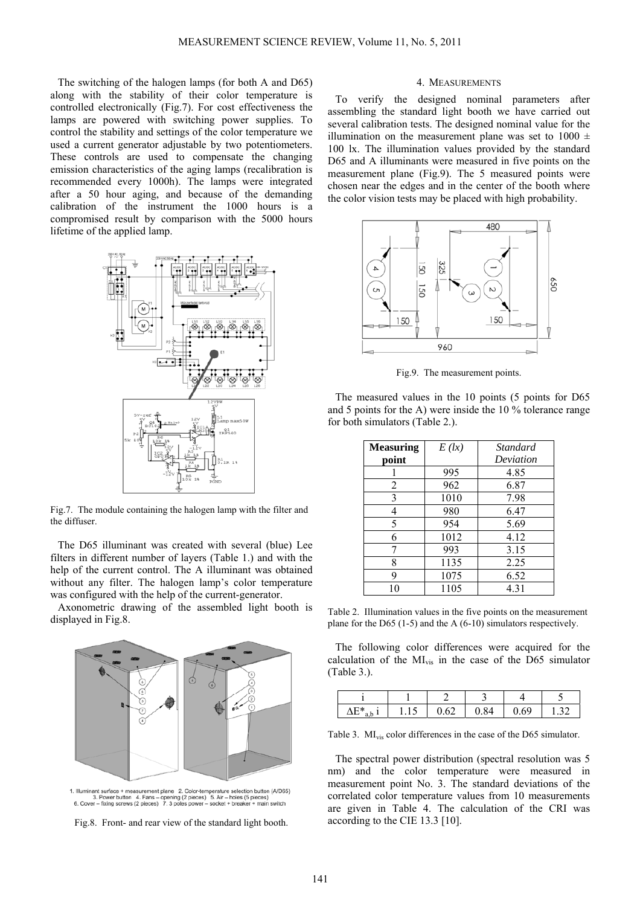The switching of the halogen lamps (for both A and D65) along with the stability of their color temperature is controlled electronically (Fig.7). For cost effectiveness the lamps are powered with switching power supplies. To control the stability and settings of the color temperature we used a current generator adjustable by two potentiometers. These controls are used to compensate the changing emission characteristics of the aging lamps (recalibration is recommended every 1000h). The lamps were integrated after a 50 hour aging, and because of the demanding calibration of the instrument the 1000 hours is a compromised result by comparison with the 5000 hours lifetime of the applied lamp.

Fig.7. The module containing the halogen lamp with the filter and the diffuser.

The D65 illuminant was created with several (blue) Lee filters in different number of layers (Table 1.) and with the help of the current control. The A illuminant was obtained without any filter. The halogen lamp's color temperature was configured with the help of the current-generator.

Axonometric drawing of the assembled light booth is displayed in Fig.8.

1. Illuminant surface + measurement plane 2. Color-temperature selection button (A/D65) 3. Power button 4. Fans – opening (2 pieces) 5. Air – holes (5 pieces) 6. Cover – fixing screws (2 pieces) 7. 3 poles power – socket + breaker + main switch

Fig.8. Front- and rear view of the standard light booth.

## 4. Measurements

To verify the designed nominal parameters after assembling the standard light booth we have carried out several calibration tests. The designed nominal value for the illumination on the measurement plane was set to 1000 ± 100 lx. The illumination values provided by the standard D65 and A illuminants were measured in five points on the measurement plane (Fig.9). The 5 measured points were chosen near the edges and in the center of the booth where the color vision tests may be placed with high probability.

Fig.9. The measurement points.

The measured values in the 10 points (5 points for D65 and 5 points for the A) were inside the 10 % tolerance range for both simulators (Table 2.).

| Measuring point | *E (lx)* | *Standard Deviation* |
|---|---|---|
| 1 | 995 | 4.85 |
| 2 | 962 | 6.87 |
| 3 | 1010 | 7.98 |
| 4 | 980 | 6.47 |
| 5 | 954 | 5.69 |
| 6 | 1012 | 4.12 |
| 7 | 993 | 3.15 |
| 8 | 1135 | 2.25 |
| 9 | 1075 | 6.52 |
| 10 | 1105 | 4.31 |

Table 2. Illumination values in the five points on the measurement plane for the D65 (1-5) and the A (6-10) simulators respectively.

The following color differences were acquired for the calculation of the $MI_{vis}$ in the case of the D65 simulator (Table 3.).

| i | 1 | 2 | 3 | 4 | 5 |
|---|---|---|---|---|---|
| $\Delta E^*_{a,b}$ i | 1.15 | 0.62 | 0.84 | 0.69 | 1.32 |

Table 3. $MI_{vis}$ color differences in the case of the D65 simulator.

The spectral power distribution (spectral resolution was 5 nm) and the color temperature were measured in measurement point No. 3. The standard deviations of the correlated color temperature values from 10 measurements are given in Table 4. The calculation of the CRI was according to the CIE 13.3 [10].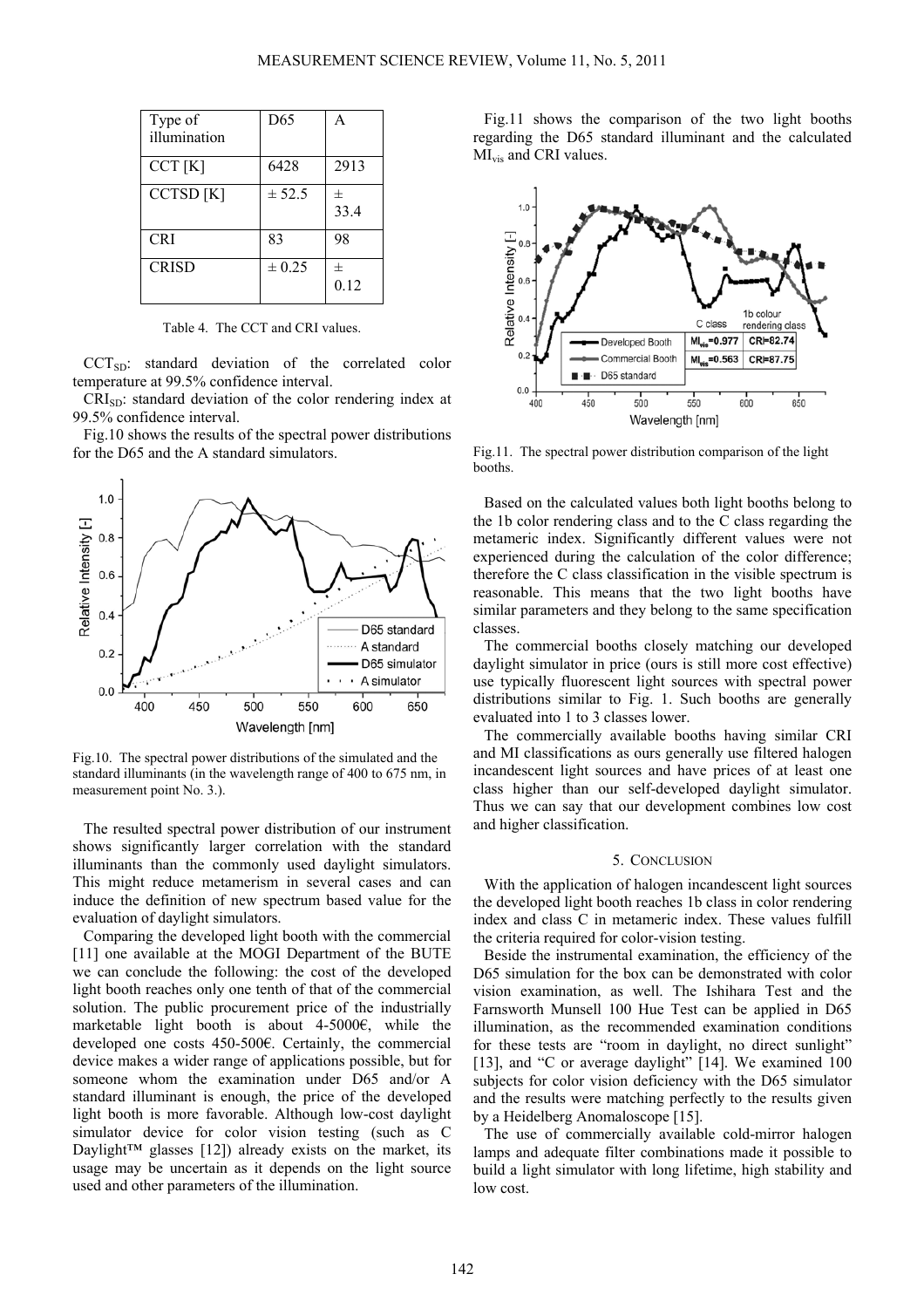| Type of illumination | D65 | A |
|---|---|---|
| CCT [K] | 6428 | 2913 |
| CCTSD [K] | ± 52.5 | ± 33.4 |
| CRI | 83 | 98 |
| CRISD | ± 0.25 | ± 0.12 |

Table 4. The CCT and CRI values.

$CCT_{SD}$: standard deviation of the correlated color temperature at 99.5% confidence interval.

$CRI_{SD}$: standard deviation of the color rendering index at 99.5% confidence interval.

Fig.10 shows the results of the spectral power distributions for the D65 and the A standard simulators.

Fig.10. The spectral power distributions of the simulated and the standard illuminants (in the wavelength range of 400 to 675 nm, in measurement point No. 3.).

The resulted spectral power distribution of our instrument shows significantly larger correlation with the standard illuminants than the commonly used daylight simulators. This might reduce metamerism in several cases and can induce the definition of new spectrum based value for the evaluation of daylight simulators.

Comparing the developed light booth with the commercial [11] one available at the MOGI Department of the BUTE we can conclude the following: the cost of the developed light booth reaches only one tenth of that of the commercial solution. The public procurement price of the industrially marketable light booth is about 4-5000€, while the developed one costs 450-500€. Certainly, the commercial device makes a wider range of applications possible, but for someone whom the examination under D65 and/or A standard illuminant is enough, the price of the developed light booth is more favorable. Although low-cost daylight simulator device for color vision testing (such as C Daylight™ glasses [12]) already exists on the market, its usage may be uncertain as it depends on the light source used and other parameters of the illumination.

Fig.11 shows the comparison of the two light booths regarding the D65 standard illuminant and the calculated $MI_{vis}$ and CRI values.

Fig.11. The spectral power distribution comparison of the light booths.

Based on the calculated values both light booths belong to the 1b color rendering class and to the C class regarding the metameric index. Significantly different values were not experienced during the calculation of the color difference; therefore the C class classification in the visible spectrum is reasonable. This means that the two light booths have similar parameters and they belong to the same specification classes.

The commercial booths closely matching our developed daylight simulator in price (ours is still more cost effective) use typically fluorescent light sources with spectral power distributions similar to Fig. 1. Such booths are generally evaluated into 1 to 3 classes lower.

The commercially available booths having similar CRI and MI classifications as ours generally use filtered halogen incandescent light sources and have prices of at least one class higher than our self-developed daylight simulator. Thus we can say that our development combines low cost and higher classification.

## 5. Conclusion

With the application of halogen incandescent light sources the developed light booth reaches 1b class in color rendering index and class C in metameric index. These values fulfill the criteria required for color-vision testing.

Beside the instrumental examination, the efficiency of the D65 simulation for the box can be demonstrated with color vision examination, as well. The Ishihara Test and the Farnsworth Munsell 100 Hue Test can be applied in D65 illumination, as the recommended examination conditions for these tests are "room in daylight, no direct sunlight" [13], and "C or average daylight" [14]. We examined 100 subjects for color vision deficiency with the D65 simulator and the results were matching perfectly to the results given by a Heidelberg Anomaloscope [15].

The use of commercially available cold-mirror halogen lamps and adequate filter combinations made it possible to build a light simulator with long lifetime, high stability and low cost.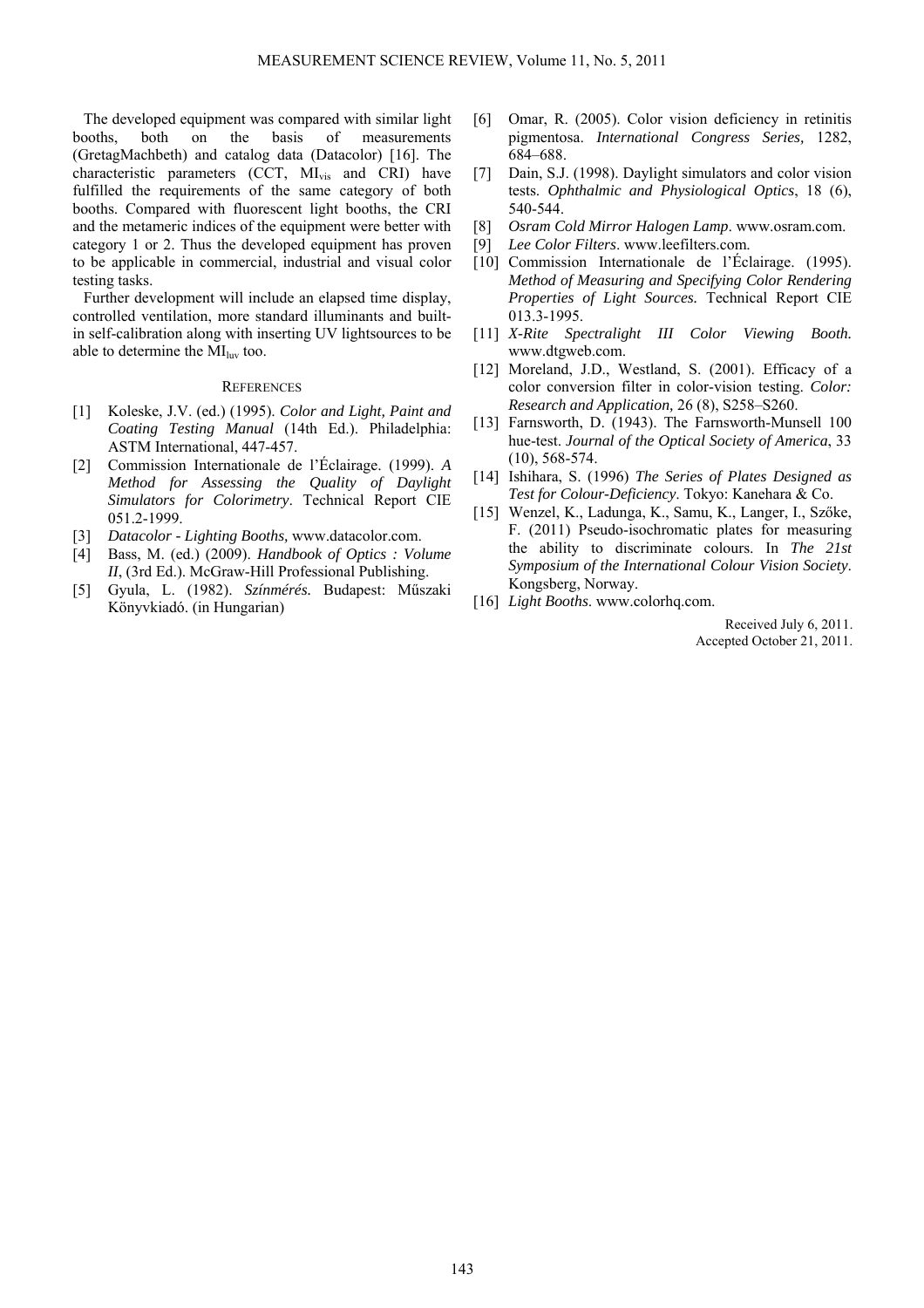The developed equipment was compared with similar light booths, both on the basis of measurements (GretagMachbeth) and catalog data (Datacolor) [16]. The characteristic parameters (CCT, $MI_{vis}$ and CRI) have fulfilled the requirements of the same category of both booths. Compared with fluorescent light booths, the CRI and the metameric indices of the equipment were better with category 1 or 2. Thus the developed equipment has proven to be applicable in commercial, industrial and visual color testing tasks.

Further development will include an elapsed time display, controlled ventilation, more standard illuminants and built-in self-calibration along with inserting UV lightsources to be able to determine the $MI_{luv}$ too.

## References

[1] Koleske, J.V. (ed.) (1995). *Color and Light, Paint and Coating Testing Manual* (14th Ed.). Philadelphia: ASTM International, 447-457.

[2] Commission Internationale de l'Éclairage. (1999). *A Method for Assessing the Quality of Daylight Simulators for Colorimetry*. Technical Report CIE 051.2-1999.

[3] *Datacolor - Lighting Booths,* www.datacolor.com.

[4] Bass, M. (ed.) (2009). *Handbook of Optics : Volume II*, (3rd Ed.). McGraw-Hill Professional Publishing.

[5] Gyula, L. (1982). *Színmérés.* Budapest: Műszaki Könyvkiadó. (in Hungarian)

[6] Omar, R. (2005). Color vision deficiency in retinitis pigmentosa. *International Congress Series,* 1282, 684–688.

[7] Dain, S.J. (1998). Daylight simulators and color vision tests. *Ophthalmic and Physiological Optics*, 18 (6), 540-544.

[8] *Osram Cold Mirror Halogen Lamp*. www.osram.com.

[9] *Lee Color Filters*. www.leefilters.com.

[10] Commission Internationale de l'Éclairage. (1995). *Method of Measuring and Specifying Color Rendering Properties of Light Sources.* Technical Report CIE 013.3-1995.

[11] *X-Rite Spectralight III Color Viewing Booth.* www.dtgweb.com.

[12] Moreland, J.D., Westland, S. (2001). Efficacy of a color conversion filter in color-vision testing. *Color: Research and Application,* 26 (8), S258–S260.

[13] Farnsworth, D. (1943). The Farnsworth-Munsell 100 hue-test. *Journal of the Optical Society of America*, 33 (10), 568-574.

[14] Ishihara, S. (1996) *The Series of Plates Designed as Test for Colour-Deficiency*. Tokyo: Kanehara & Co.

[15] Wenzel, K., Ladunga, K., Samu, K., Langer, I., Szőke, F. (2011) Pseudo-isochromatic plates for measuring the ability to discriminate colours. In *The 21st Symposium of the International Colour Vision Society*. Kongsberg, Norway.

[16] *Light Booths*. www.colorhq.com.

Received July 6, 2011.
Accepted October 21, 2011.